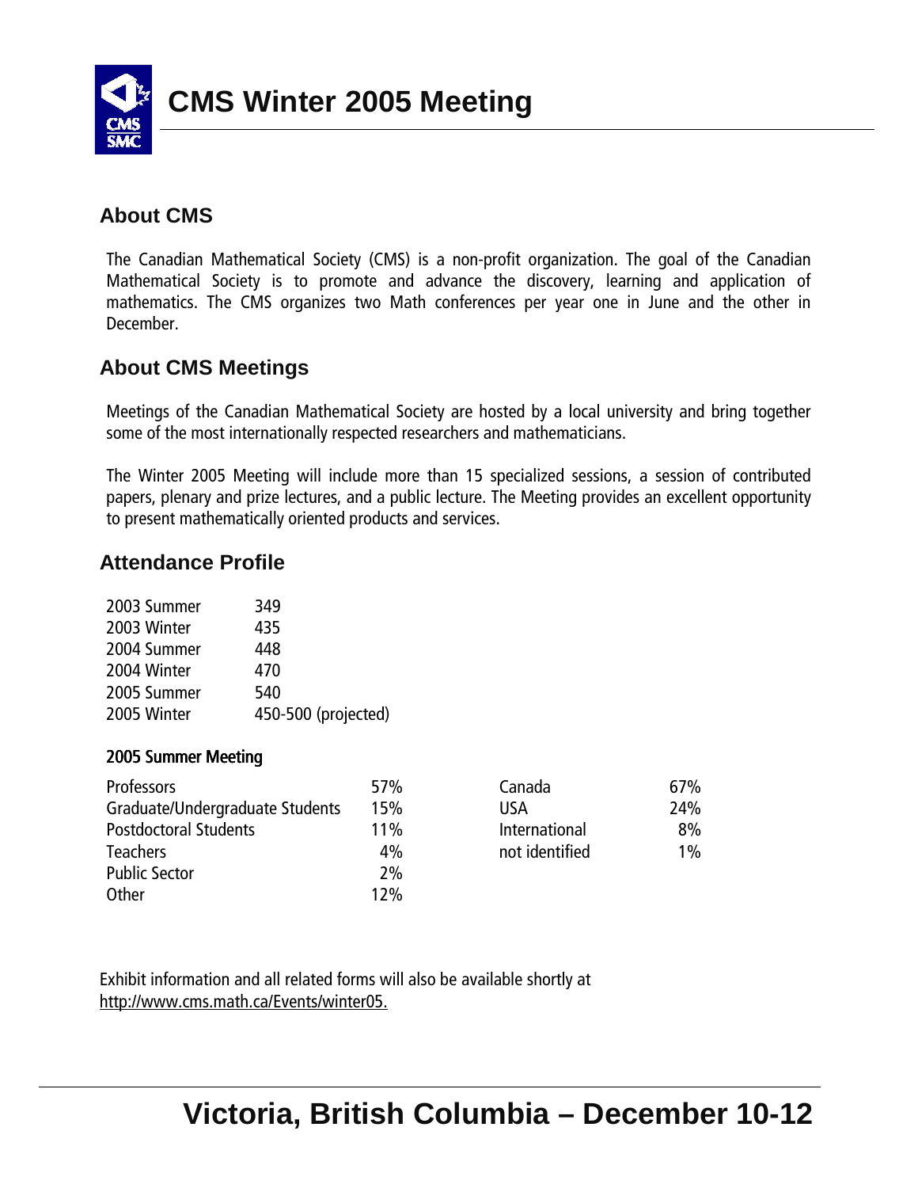# CMS Winter 2005 Meeting

## About CMS

The Canadian Mathematical Society (CMS) is a non-profit organization. The goal of the Canadian Mathematical Society is to promote and advance the discovery, learning and application of mathematics. The CMS organizes two Math conferences per year one in June and the other in December.

## About CMS Meetings

Meetings of the Canadian Mathematical Society are hosted by a local university and bring together some of the most internationally respected researchers and mathematicians.

The Winter 2005 Meeting will include more than 15 specialized sessions, a session of contributed papers, plenary and prize lectures, and a public lecture. The Meeting provides an excellent opportunity to present mathematically oriented products and services.

## Attendance Profile

| | |
|---|---|
| 2003 Summer | 349 |
| 2003 Winter | 435 |
| 2004 Summer | 448 |
| 2004 Winter | 470 |
| 2005 Summer | 540 |
| 2005 Winter | 450-500 (projected) |

### 2005 Summer Meeting

| | | | |
|---|---|---|---|
| Professors | 57% | Canada | 67% |
| Graduate/Undergraduate Students | 15% | USA | 24% |
| Postdoctoral Students | 11% | International | 8% |
| Teachers | 4% | not identified | 1% |
| Public Sector | 2% | | |
| Other | 12% | | |

Exhibit information and all related forms will also be available shortly at http://www.cms.math.ca/Events/winter05.

**Victoria, British Columbia – December 10-12**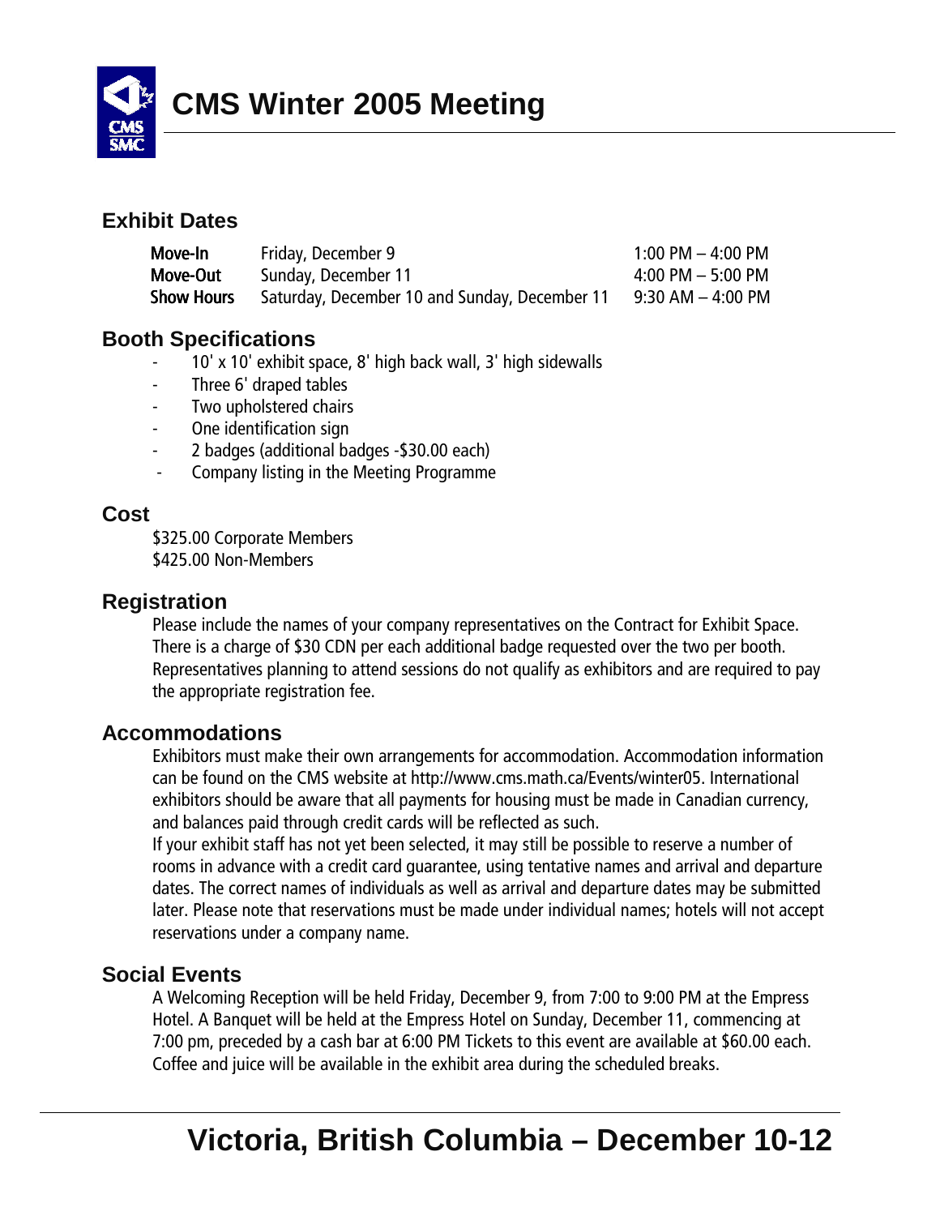# CMS Winter 2005 Meeting

## Exhibit Dates

| | | |
|---|---|---|
| **Move-In** | Friday, December 9 | 1:00 PM – 4:00 PM |
| **Move-Out** | Sunday, December 11 | 4:00 PM – 5:00 PM |
| **Show Hours** | Saturday, December 10 and Sunday, December 11 | 9:30 AM – 4:00 PM |

## Booth Specifications

- 10' x 10' exhibit space, 8' high back wall, 3' high sidewalls
- Three 6' draped tables
- Two upholstered chairs
- One identification sign
- 2 badges (additional badges -$30.00 each)
- Company listing in the Meeting Programme

## Cost

$325.00 Corporate Members
$425.00 Non-Members

## Registration

Please include the names of your company representatives on the Contract for Exhibit Space. There is a charge of $30 CDN per each additional badge requested over the two per booth. Representatives planning to attend sessions do not qualify as exhibitors and are required to pay the appropriate registration fee.

## Accommodations

Exhibitors must make their own arrangements for accommodation. Accommodation information can be found on the CMS website at http://www.cms.math.ca/Events/winter05. International exhibitors should be aware that all payments for housing must be made in Canadian currency, and balances paid through credit cards will be reflected as such.

If your exhibit staff has not yet been selected, it may still be possible to reserve a number of rooms in advance with a credit card guarantee, using tentative names and arrival and departure dates. The correct names of individuals as well as arrival and departure dates may be submitted later. Please note that reservations must be made under individual names; hotels will not accept reservations under a company name.

## Social Events

A Welcoming Reception will be held Friday, December 9, from 7:00 to 9:00 PM at the Empress Hotel. A Banquet will be held at the Empress Hotel on Sunday, December 11, commencing at 7:00 pm, preceded by a cash bar at 6:00 PM Tickets to this event are available at $60.00 each. Coffee and juice will be available in the exhibit area during the scheduled breaks.

# Victoria, British Columbia – December 10-12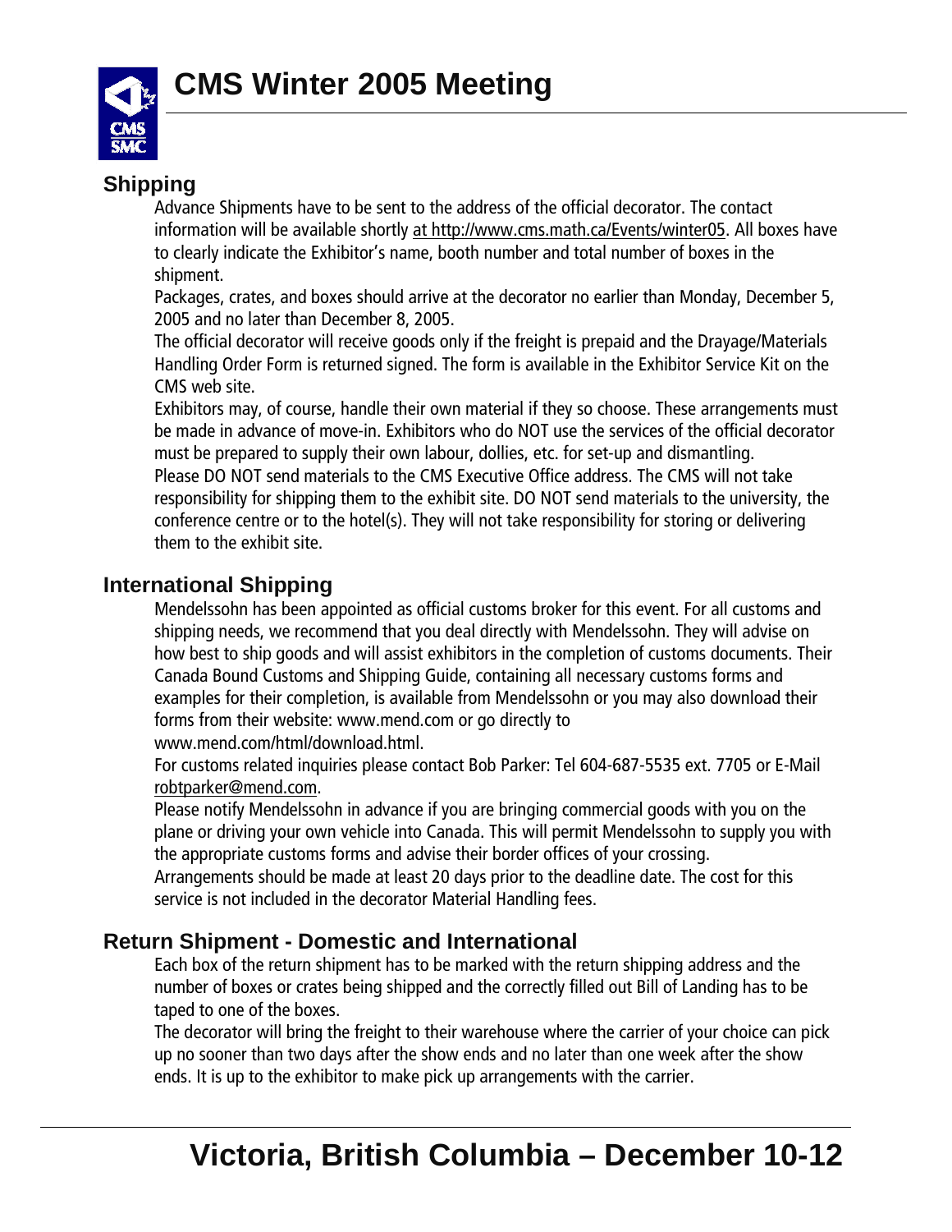## Shipping

Advance Shipments have to be sent to the address of the official decorator. The contact information will be available shortly at http://www.cms.math.ca/Events/winter05. All boxes have to clearly indicate the Exhibitor's name, booth number and total number of boxes in the shipment.

Packages, crates, and boxes should arrive at the decorator no earlier than Monday, December 5, 2005 and no later than December 8, 2005.

The official decorator will receive goods only if the freight is prepaid and the Drayage/Materials Handling Order Form is returned signed. The form is available in the Exhibitor Service Kit on the CMS web site.

Exhibitors may, of course, handle their own material if they so choose. These arrangements must be made in advance of move-in. Exhibitors who do NOT use the services of the official decorator must be prepared to supply their own labour, dollies, etc. for set-up and dismantling.

Please DO NOT send materials to the CMS Executive Office address. The CMS will not take responsibility for shipping them to the exhibit site. DO NOT send materials to the university, the conference centre or to the hotel(s). They will not take responsibility for storing or delivering them to the exhibit site.

## International Shipping

Mendelssohn has been appointed as official customs broker for this event. For all customs and shipping needs, we recommend that you deal directly with Mendelssohn. They will advise on how best to ship goods and will assist exhibitors in the completion of customs documents. Their Canada Bound Customs and Shipping Guide, containing all necessary customs forms and examples for their completion, is available from Mendelssohn or you may also download their forms from their website: www.mend.com or go directly to www.mend.com/html/download.html.

For customs related inquiries please contact Bob Parker: Tel 604-687-5535 ext. 7705 or E-Mail robtparker@mend.com.

Please notify Mendelssohn in advance if you are bringing commercial goods with you on the plane or driving your own vehicle into Canada. This will permit Mendelssohn to supply you with the appropriate customs forms and advise their border offices of your crossing.

Arrangements should be made at least 20 days prior to the deadline date. The cost for this service is not included in the decorator Material Handling fees.

## Return Shipment - Domestic and International

Each box of the return shipment has to be marked with the return shipping address and the number of boxes or crates being shipped and the correctly filled out Bill of Landing has to be taped to one of the boxes.

The decorator will bring the freight to their warehouse where the carrier of your choice can pick up no sooner than two days after the show ends and no later than one week after the show ends. It is up to the exhibitor to make pick up arrangements with the carrier.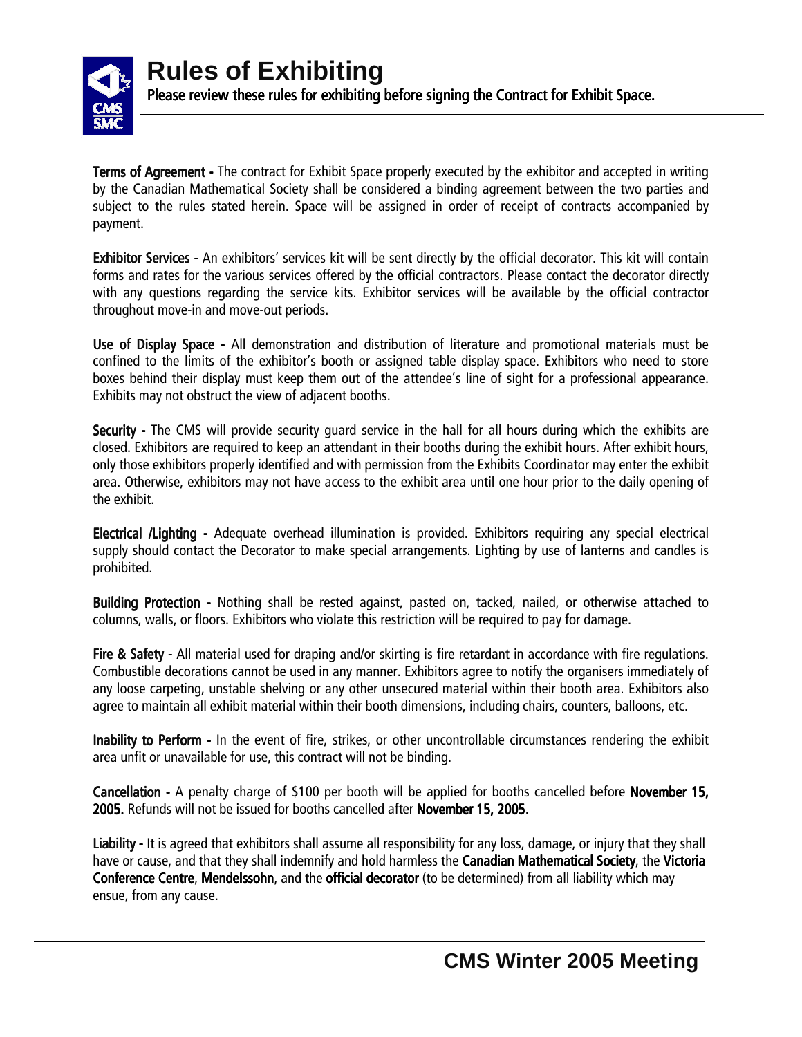# Rules of Exhibiting

**Please review these rules for exhibiting before signing the Contract for Exhibit Space.**

**Terms of Agreement -** The contract for Exhibit Space properly executed by the exhibitor and accepted in writing by the Canadian Mathematical Society shall be considered a binding agreement between the two parties and subject to the rules stated herein. Space will be assigned in order of receipt of contracts accompanied by payment.

**Exhibitor Services -** An exhibitors' services kit will be sent directly by the official decorator. This kit will contain forms and rates for the various services offered by the official contractors. Please contact the decorator directly with any questions regarding the service kits. Exhibitor services will be available by the official contractor throughout move-in and move-out periods.

**Use of Display Space -** All demonstration and distribution of literature and promotional materials must be confined to the limits of the exhibitor's booth or assigned table display space. Exhibitors who need to store boxes behind their display must keep them out of the attendee's line of sight for a professional appearance. Exhibits may not obstruct the view of adjacent booths.

**Security -** The CMS will provide security guard service in the hall for all hours during which the exhibits are closed. Exhibitors are required to keep an attendant in their booths during the exhibit hours. After exhibit hours, only those exhibitors properly identified and with permission from the Exhibits Coordinator may enter the exhibit area. Otherwise, exhibitors may not have access to the exhibit area until one hour prior to the daily opening of the exhibit.

**Electrical /Lighting -** Adequate overhead illumination is provided. Exhibitors requiring any special electrical supply should contact the Decorator to make special arrangements. Lighting by use of lanterns and candles is prohibited.

**Building Protection -** Nothing shall be rested against, pasted on, tacked, nailed, or otherwise attached to columns, walls, or floors. Exhibitors who violate this restriction will be required to pay for damage.

**Fire & Safety -** All material used for draping and/or skirting is fire retardant in accordance with fire regulations. Combustible decorations cannot be used in any manner. Exhibitors agree to notify the organisers immediately of any loose carpeting, unstable shelving or any other unsecured material within their booth area. Exhibitors also agree to maintain all exhibit material within their booth dimensions, including chairs, counters, balloons, etc.

**Inability to Perform -** In the event of fire, strikes, or other uncontrollable circumstances rendering the exhibit area unfit or unavailable for use, this contract will not be binding.

**Cancellation -** A penalty charge of $100 per booth will be applied for booths cancelled before **November 15, 2005.** Refunds will not be issued for booths cancelled after **November 15, 2005**.

**Liability -** It is agreed that exhibitors shall assume all responsibility for any loss, damage, or injury that they shall have or cause, and that they shall indemnify and hold harmless the **Canadian Mathematical Society**, the **Victoria Conference Centre**, **Mendelssohn**, and the **official decorator** (to be determined) from all liability which may ensue, from any cause.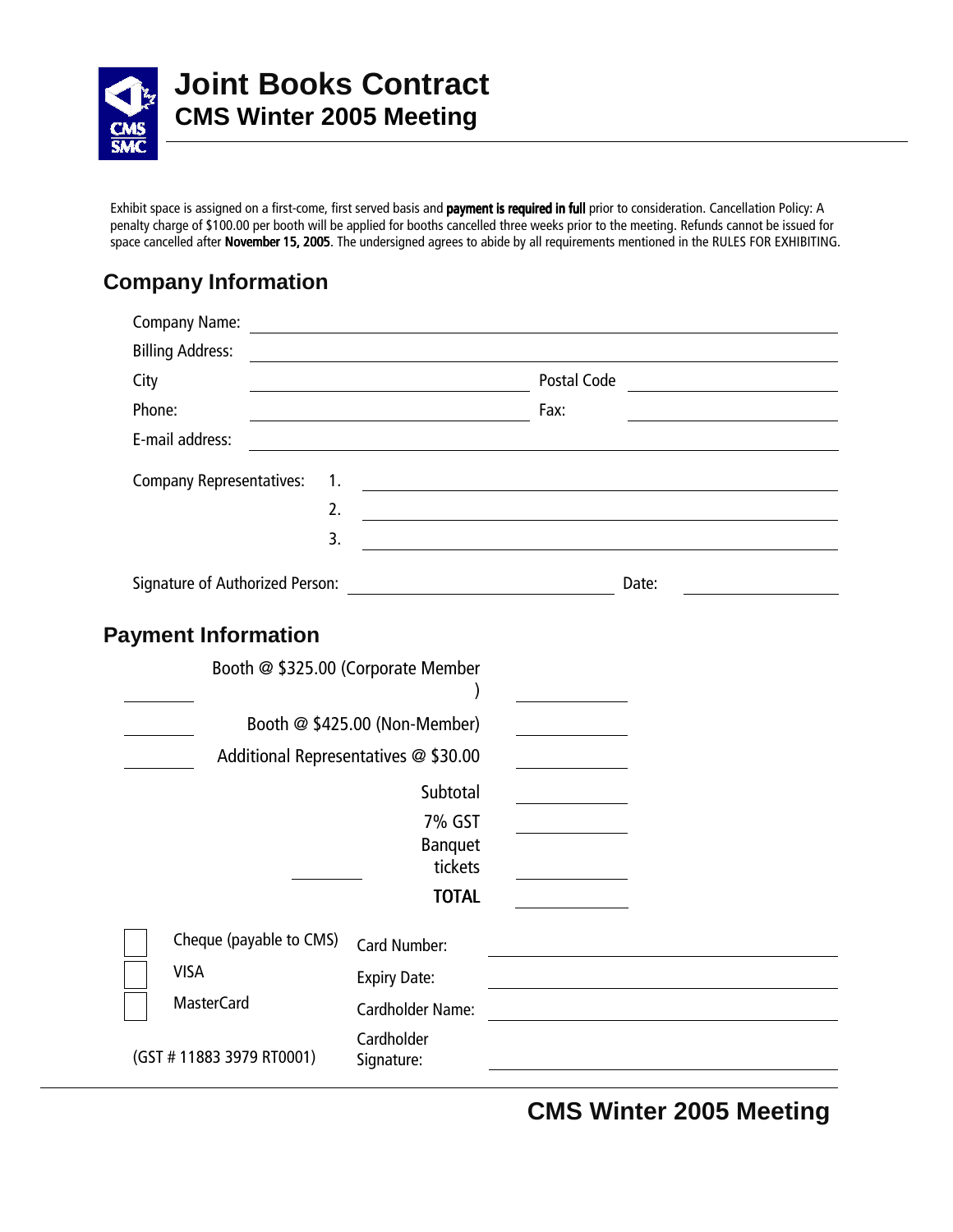# Joint Books Contract

## CMS Winter 2005 Meeting

Exhibit space is assigned on a first-come, first served basis and **payment is required in full** prior to consideration. Cancellation Policy: A penalty charge of $100.00 per booth will be applied for booths cancelled three weeks prior to the meeting. Refunds cannot be issued for space cancelled after **November 15, 2005**. The undersigned agrees to abide by all requirements mentioned in the RULES FOR EXHIBITING.

## Company Information

Company Name: ______________________________

Billing Address: ______________________________

City ______________________ Postal Code ______________

Phone: ______________________ Fax: ______________

E-mail address: ______________________________

Company Representatives:
1. ______________________________
2. ______________________________
3. ______________________________

Signature of Authorized Person: ______________________ Date: ______________

## Payment Information

| Qty | Item | Amount |
|---|---|---|
| ________ | Booth @ $325.00 (Corporate Member) | ________ |
| ________ | Booth @ $425.00 (Non-Member) | ________ |
| ________ | Additional Representatives @ $30.00 | ________ |
| | Subtotal | ________ |
| | 7% GST | ________ |
| ________ | Banquet tickets | ________ |
| | **TOTAL** | ________ |

☐ Cheque (payable to CMS)

☐ VISA

☐ MasterCard

(GST # 11883 3979 RT0001)

Card Number: ______________________________

Expiry Date: ______________________________

Cardholder Name: ______________________________

Cardholder Signature: ______________________________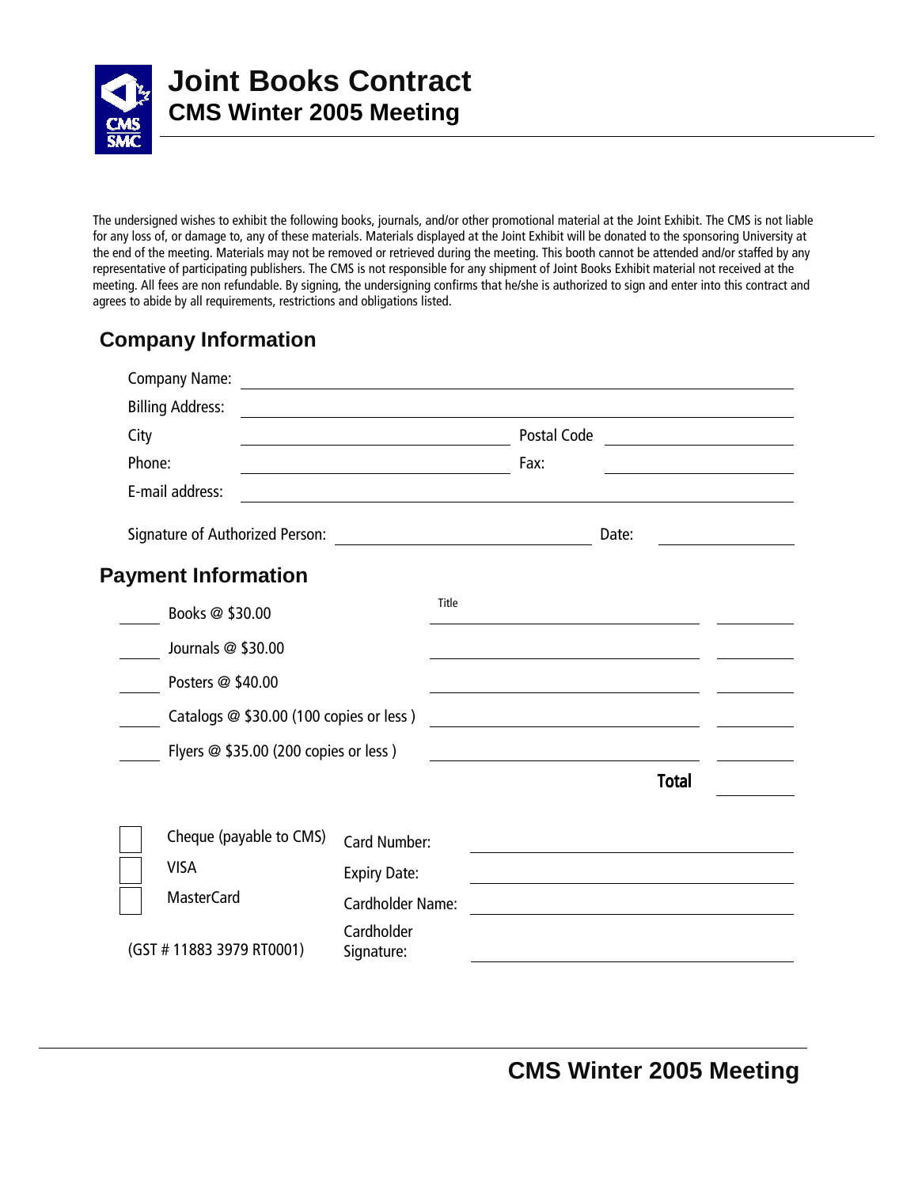# Joint Books Contract

## CMS Winter 2005 Meeting

The undersigned wishes to exhibit the following books, journals, and/or other promotional material at the Joint Exhibit. The CMS is not liable for any loss of, or damage to, any of these materials. Materials displayed at the Joint Exhibit will be donated to the sponsoring University at the end of the meeting. Materials may not be removed or retrieved during the meeting. This booth cannot be attended and/or staffed by any representative of participating publishers. The CMS is not responsible for any shipment of Joint Books Exhibit material not received at the meeting. All fees are non refundable. By signing, the undersigning confirms that he/she is authorized to sign and enter into this contract and agrees to abide by all requirements, restrictions and obligations listed.

## Company Information

Company Name: ______________________________

Billing Address: ______________________________

City ______________________ Postal Code ______________

Phone: ______________________ Fax: ______________

E-mail address: ______________________________

Signature of Authorized Person: ______________________ Date: ____________

## Payment Information

| Qty | Item | Title | Amount |
|---|---|---|---|
| ____ | Books @ $30.00 | | |
| ____ | Journals @ $30.00 | | |
| ____ | Posters @ $40.00 | | |
| ____ | Catalogs @ $30.00 (100 copies or less ) | | |
| ____ | Flyers @ $35.00 (200 copies or less ) | | |
| | | **Total** | |

☐ Cheque (payable to CMS)

☐ VISA

☐ MasterCard

(GST # 11883 3979 RT0001)

Card Number: ______________________________

Expiry Date: ______________________________

Cardholder Name: ______________________________

Cardholder Signature: ______________________________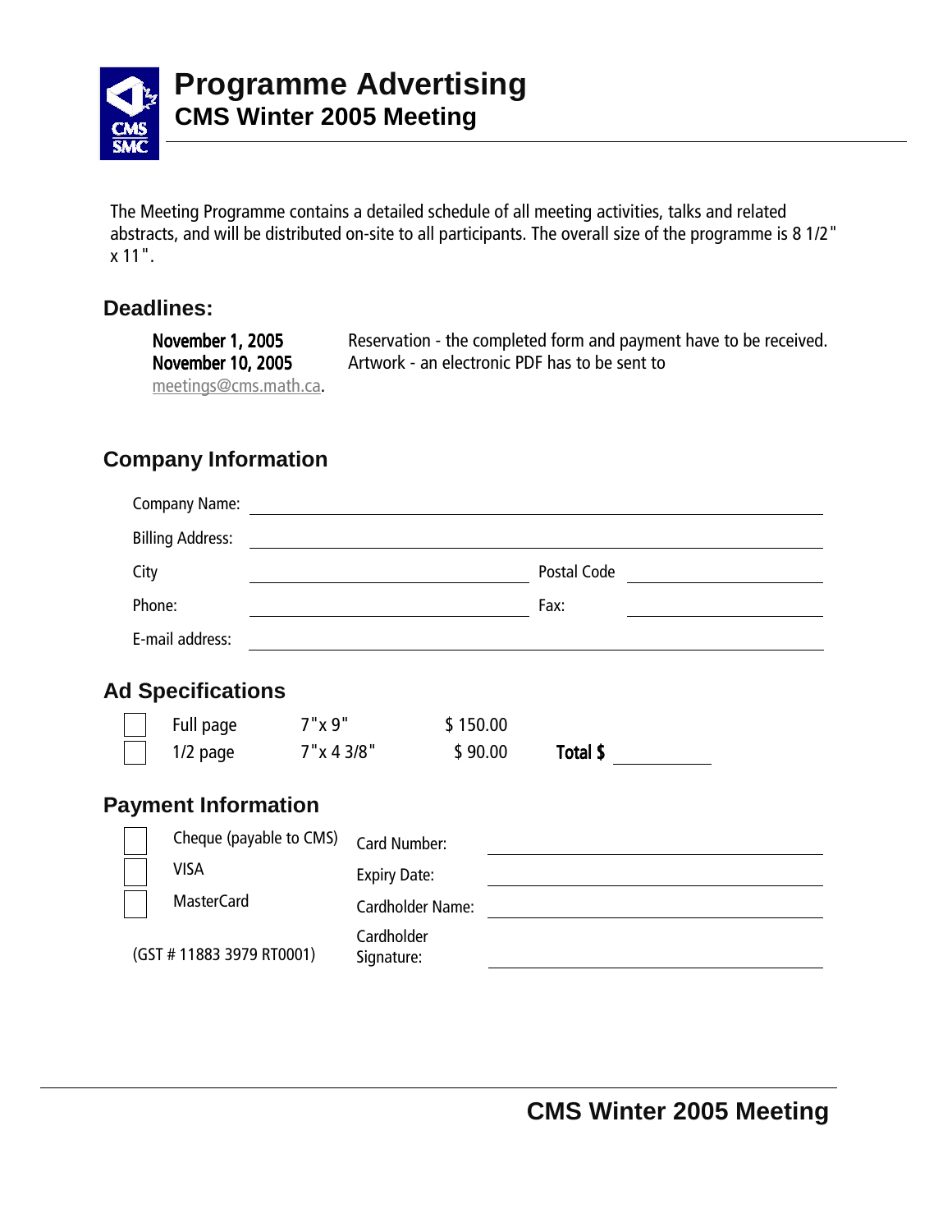# Programme Advertising

## CMS Winter 2005 Meeting

The Meeting Programme contains a detailed schedule of all meeting activities, talks and related abstracts, and will be distributed on-site to all participants. The overall size of the programme is 8 1/2" x 11".

### Deadlines:

**November 1, 2005** Reservation - the completed form and payment have to be received.
**November 10, 2005** Artwork - an electronic PDF has to be sent to meetings@cms.math.ca.

### Company Information

Company Name: ______________________________

Billing Address: ______________________________

City ____________________ Postal Code ____________

Phone: ____________________ Fax: ____________

E-mail address: ______________________________

### Ad Specifications

| | | | |
|---|---|---|---|
| ☐ Full page | 7"x 9" | $ 150.00 | |
| ☐ 1/2 page | 7"x 4 3/8" | $ 90.00 | **Total $** ________ |

### Payment Information

| | | |
|---|---|---|
| ☐ Cheque (payable to CMS) | Card Number: | ____________________ |
| ☐ VISA | Expiry Date: | ____________________ |
| ☐ MasterCard | Cardholder Name: | ____________________ |
| (GST # 11883 3979 RT0001) | Cardholder Signature: | ____________________ |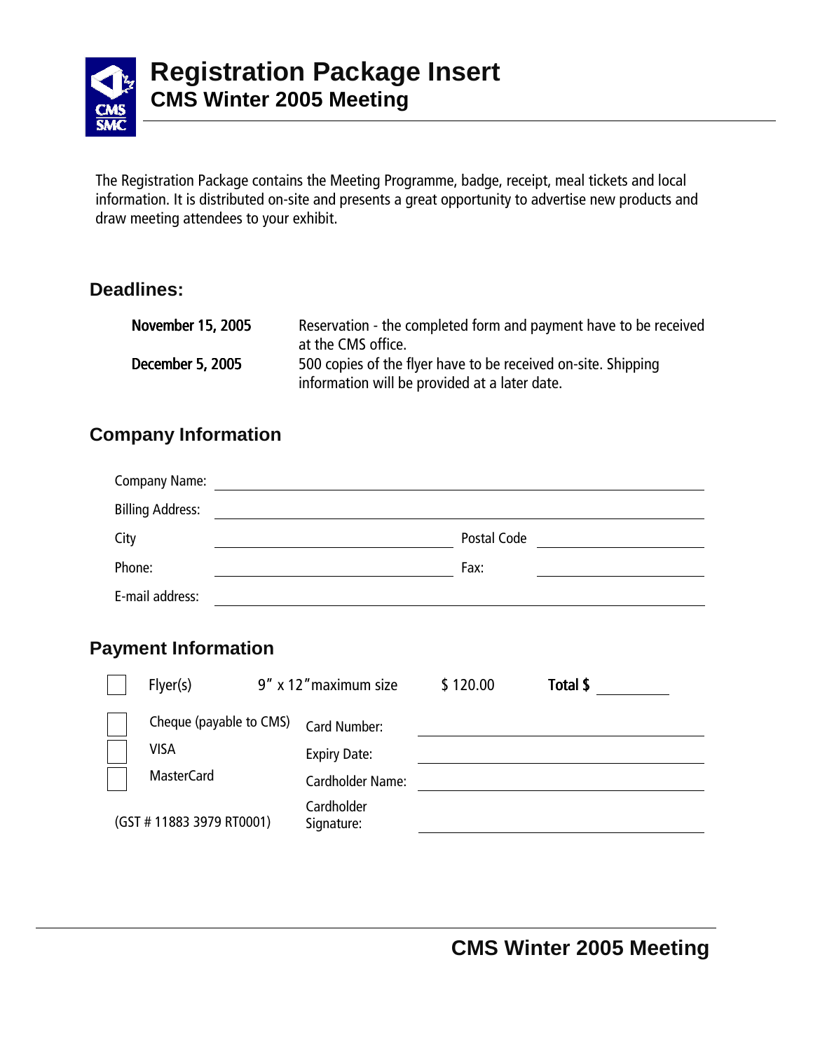# Registration Package Insert
## CMS Winter 2005 Meeting

The Registration Package contains the Meeting Programme, badge, receipt, meal tickets and local information. It is distributed on-site and presents a great opportunity to advertise new products and draw meeting attendees to your exhibit.

### Deadlines:

| | |
|---|---|
| **November 15, 2005** | Reservation - the completed form and payment have to be received at the CMS office. |
| **December 5, 2005** | 500 copies of the flyer have to be received on-site. Shipping information will be provided at a later date. |

### Company Information

Company Name: ____________________

Billing Address: ____________________

City ____________________ Postal Code ____________________

Phone: ____________________ Fax: ____________________

E-mail address: ____________________

### Payment Information

☐ Flyer(s) 9″ x 12″ maximum size $ 120.00 **Total $** __________

☐ Cheque (payable to CMS) Card Number: ____________________

☐ VISA Expiry Date: ____________________

☐ MasterCard Cardholder Name: ____________________

(GST # 11883 3979 RT0001) Cardholder Signature: ____________________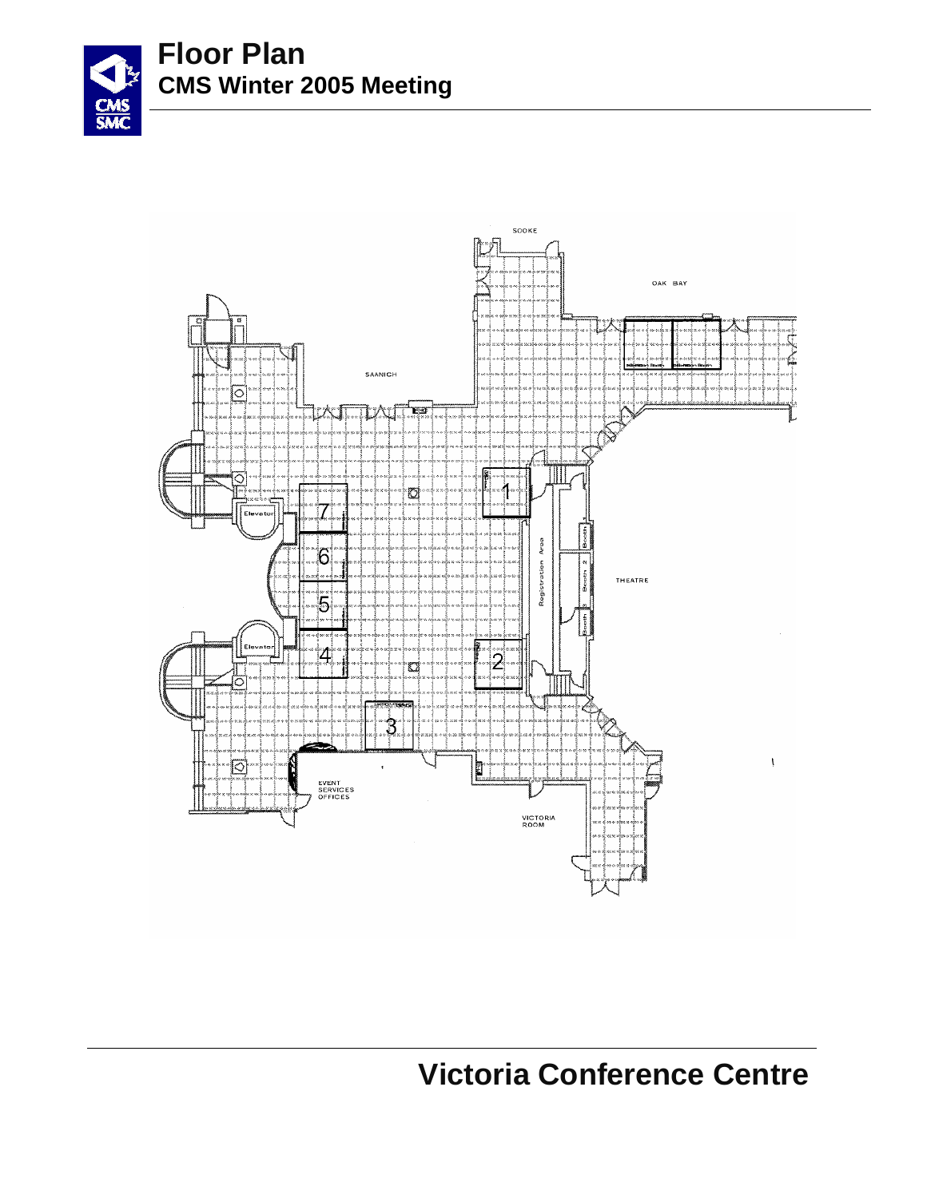# Floor Plan

## CMS Winter 2005 Meeting

SOOKE

OAK BAY

SAANICH

Elevator

7

6

5

4

Elevator

1

Registration Area

Booth

Booth 2

Booth

THEATRE

2

3

EVENT SERVICES OFFICES

VICTORIA ROOM

## Victoria Conference Centre